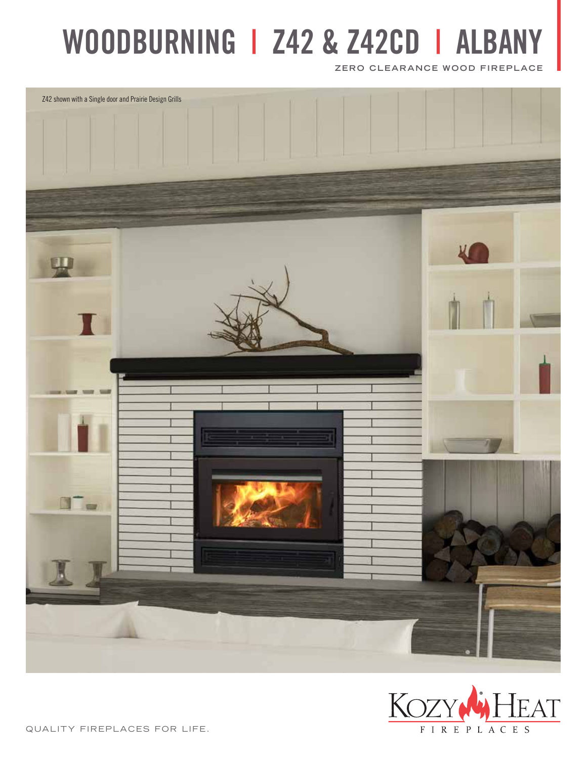# WOODBURNING | Z42 & Z42CD | ALBANY

ZERO CLEARANCE WOOD FIREPLACE

Z42 shown with a Single door and Prairie Design Grills

KOZY HEAT FIREPLACES

QUALITY FIREPLACES FOR LIFE.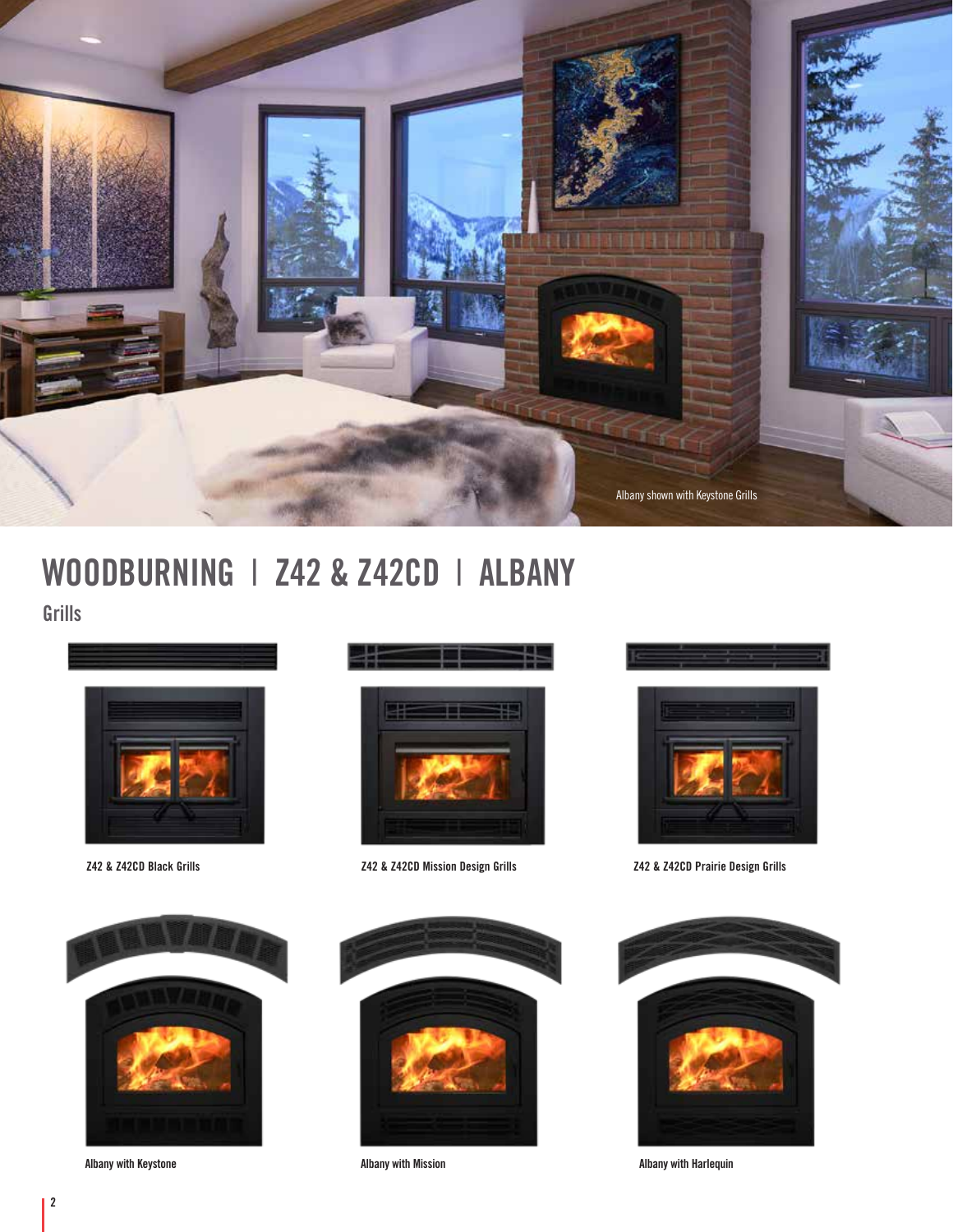Albany shown with Keystone Grills

# WOODBURNING | Z42 & Z42CD | ALBANY

## Grills

Z42 & Z42CD Black Grills

Z42 & Z42CD Mission Design Grills

Z42 & Z42CD Prairie Design Grills

Albany with Keystone

Albany with Mission

Albany with Harlequin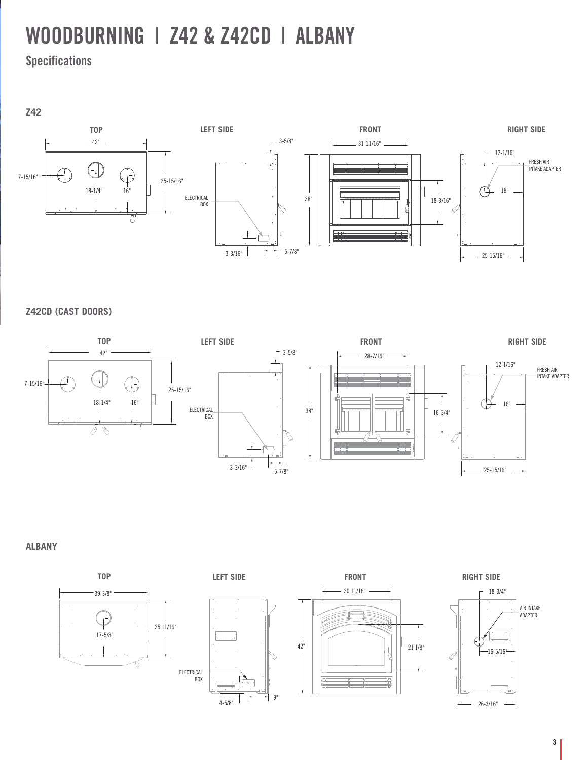# WOODBURNING | Z42 & Z42CD | ALBANY

## Specifications

### Z42

**TOP**

42"

7-15/16"

18-1/4"

16"

25-15/16"

**LEFT SIDE**

3-5/8"

ELECTRICAL BOX

3-3/16"

5-7/8"

**FRONT**

31-11/16"

38"

18-3/16"

**RIGHT SIDE**

12-1/16"

FRESH AIR INTAKE ADAPTER

16"

25-15/16"

### Z42CD (CAST DOORS)

**TOP**

42"

7-15/16"

18-1/4"

16"

25-15/16"

**LEFT SIDE**

3-5/8"

ELECTRICAL BOX

3-3/16"

5-7/8"

**FRONT**

28-7/16"

38"

16-3/4"

**RIGHT SIDE**

12-1/16"

FRESH AIR INTAKE ADAPTER

16"

25-15/16"

### ALBANY

**TOP**

39-3/8"

17-5/8"

25 11/16"

**LEFT SIDE**

ELECTRICAL BOX

4-5/8"

9"

**FRONT**

30 11/16"

42"

21 1/8"

**RIGHT SIDE**

18-3/4"

AIR INTAKE ADAPTER

16-5/16"

26-3/16"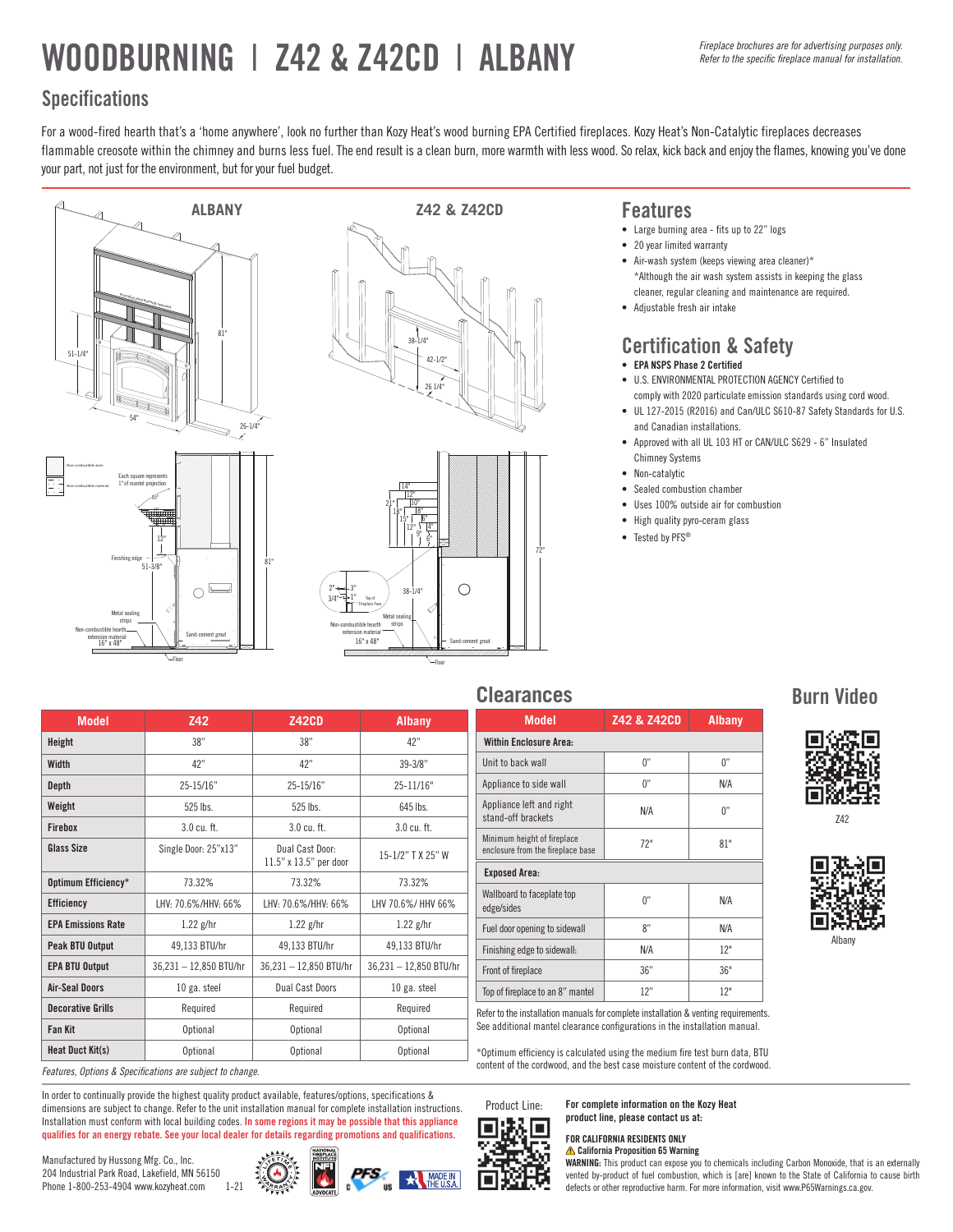# WOODBURNING | Z42 & Z42CD | ALBANY

*Fireplace brochures are for advertising purposes only. Refer to the specific fireplace manual for installation.*

## Specifications

For a wood-fired hearth that's a 'home anywhere', look no further than Kozy Heat's wood burning EPA Certified fireplaces. Kozy Heat's Non-Catalytic fireplaces decreases flammable creosote within the chimney and burns less fuel. The end result is a clean burn, more warmth with less wood. So relax, kick back and enjoy the flames, knowing you've done your part, not just for the environment, but for your fuel budget.

ALBANY

51-1/4"
81"
54"
26-1/4"

Z42 & Z42CD

38-1/4"
42-1/2"
26 1/4"

Non-combustible zone
Non-combustible material
Each square represents 1" of mantel projection
45°
12"
Finishing edge
51-3/8"
81"
Metal sealing strips
Non-combustible hearth extension material 16" x 48"
Sand-cement grout
Floor

14"
12"
10"
8"
6"
4"
21"
18"
15"
12"
9"
6"
72"
2"
3"
3/4"
1"
Top of Fireplace Face
38-1/4"
Metal sealing strips
Non-combustible hearth extension material 16" x 48"
Sand-cement grout
Floor

## Features

- Large burning area - fits up to 22" logs
- 20 year limited warranty
- Air-wash system (keeps viewing area cleaner)*
  *Although the air wash system assists in keeping the glass cleaner, regular cleaning and maintenance are required.
- Adjustable fresh air intake

## Certification & Safety

- **EPA NSPS Phase 2 Certified**
- U.S. ENVIRONMENTAL PROTECTION AGENCY Certified to comply with 2020 particulate emission standards using cord wood.
- UL 127-2015 (R2016) and Can/ULC S610-87 Safety Standards for U.S. and Canadian installations.
- Approved with all UL 103 HT or CAN/ULC S629 - 6" Insulated Chimney Systems
- Non-catalytic
- Sealed combustion chamber
- Uses 100% outside air for combustion
- High quality pyro-ceram glass
- Tested by PFS®

| Model | Z42 | Z42CD | Albany |
|---|---|---|---|
| Height | 38" | 38" | 42" |
| Width | 42" | 42" | 39-3/8" |
| Depth | 25-15/16" | 25-15/16" | 25-11/16" |
| Weight | 525 lbs. | 525 lbs. | 645 lbs. |
| Firebox | 3.0 cu. ft. | 3.0 cu. ft. | 3.0 cu. ft. |
| Glass Size | Single Door: 25"x13" | Dual Cast Door: 11.5" x 13.5" per door | 15-1/2" T X 25" W |
| Optimum Efficiency* | 73.32% | 73.32% | 73.32% |
| Efficiency | LHV: 70.6%/HHV: 66% | LHV: 70.6%/ HHV: 66% | LHV 70.6%/ HHV 66% |
| EPA Emissions Rate | 1.22 g/hr | 1.22 g/hr | 1.22 g/hr |
| Peak BTU Output | 49,133 BTU/hr | 49,133 BTU/hr | 49,133 BTU/hr |
| EPA BTU Output | 36,231 – 12,850 BTU/hr | 36,231 – 12,850 BTU/hr | 36,231 – 12,850 BTU/hr |
| Air-Seal Doors | 10 ga. steel | Dual Cast Doors | 10 ga. steel |
| Decorative Grills | Required | Required | Required |
| Fan Kit | Optional | Optional | Optional |
| Heat Duct Kit(s) | Optional | Optional | Optional |

*Features, Options & Specifications are subject to change.*

## Clearances

| Model | Z42 & Z42CD | Albany |
|---|---|---|
| **Within Enclosure Area:** | | |
| Unit to back wall | 0" | 0" |
| Appliance to side wall | 0" | N/A |
| Appliance left and right stand-off brackets | N/A | 0" |
| Minimum height of fireplace enclosure from the fireplace base | 72" | 81" |
| **Exposed Area:** | | |
| Wallboard to faceplate top edge/sides | 0" | N/A |
| Fuel door opening to sidewall | 8" | N/A |
| Finishing edge to sidewall: | N/A | 12" |
| Front of fireplace | 36" | 36" |
| Top of fireplace to an 8" mantel | 12" | 12" |

Refer to the installation manuals for complete installation & venting requirements. See additional mantel clearance configurations in the installation manual.

*Optimum efficiency is calculated using the medium fire test burn data, BTU content of the cordwood, and the best case moisture content of the cordwood.

## Burn Video

Z42

Albany

In order to continually provide the highest quality product available, features/options, specifications & dimensions are subject to change. Refer to the unit installation manual for complete installation instructions. Installation must conform with local building codes. **In some regions it may be possible that this appliance qualifies for an energy rebate. See your local dealer for details regarding promotions and qualifications.**

Manufactured by Hussong Mfg. Co., Inc.
204 Industrial Park Road, Lakefield, MN 56150
Phone 1-800-253-4904 www.kozyheat.com 1-21

MADE IN THE U.S.A.

Product Line:

**For complete information on the Kozy Heat product line, please contact us at:**

**FOR CALIFORNIA RESIDENTS ONLY**
**⚠ California Proposition 65 Warning**
**WARNING:** This product can expose you to chemicals including Carbon Monoxide, that is an externally vented by-product of fuel combustion, which is [are] known to the State of California to cause birth defects or other reproductive harm. For more information, visit www.P65Warnings.ca.gov.